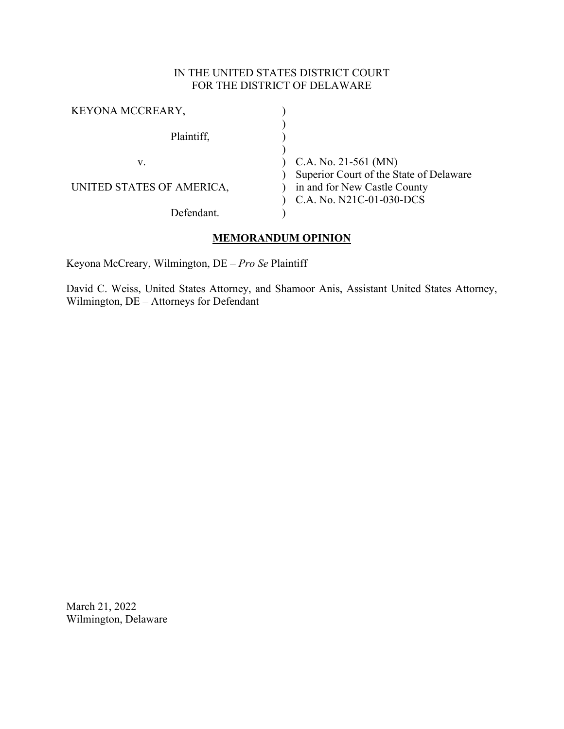IN THE UNITED STATES DISTRICT COURT
FOR THE DISTRICT OF DELAWARE

| | | |
|---|---|---|
| KEYONA MCCREARY, | ) | |
| | ) | |
| Plaintiff, | ) | |
| | ) | |
| v. | ) | C.A. No. 21-561 (MN) |
| | ) | Superior Court of the State of Delaware |
| UNITED STATES OF AMERICA, | ) | in and for New Castle County |
| | ) | C.A. No. N21C-01-030-DCS |
| Defendant. | ) | |

## MEMORANDUM OPINION

Keyona McCreary, Wilmington, DE – *Pro Se* Plaintiff

David C. Weiss, United States Attorney, and Shamoor Anis, Assistant United States Attorney, Wilmington, DE – Attorneys for Defendant

March 21, 2022
Wilmington, Delaware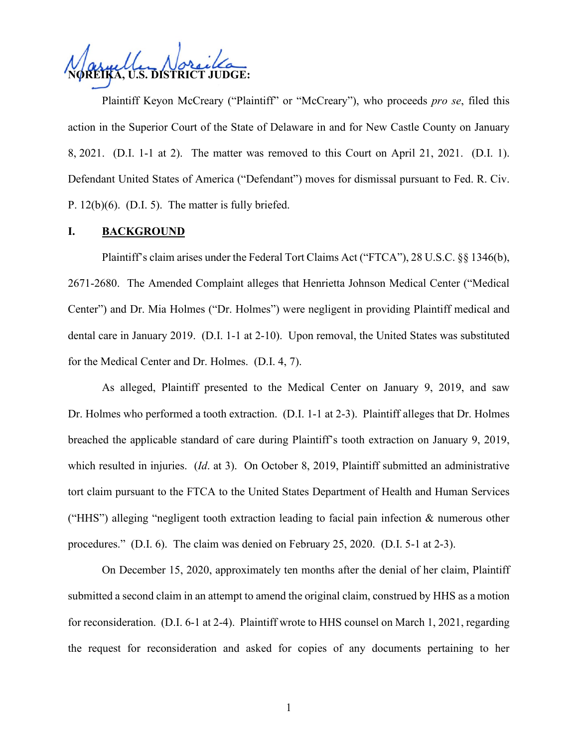**NOREIKA, U.S. DISTRICT JUDGE:**

Plaintiff Keyon McCreary ("Plaintiff" or "McCreary"), who proceeds *pro se*, filed this action in the Superior Court of the State of Delaware in and for New Castle County on January 8, 2021. (D.I. 1-1 at 2). The matter was removed to this Court on April 21, 2021. (D.I. 1). Defendant United States of America ("Defendant") moves for dismissal pursuant to Fed. R. Civ. P. 12(b)(6). (D.I. 5). The matter is fully briefed.

## I. BACKGROUND

Plaintiff's claim arises under the Federal Tort Claims Act ("FTCA"), 28 U.S.C. §§ 1346(b), 2671-2680. The Amended Complaint alleges that Henrietta Johnson Medical Center ("Medical Center") and Dr. Mia Holmes ("Dr. Holmes") were negligent in providing Plaintiff medical and dental care in January 2019. (D.I. 1-1 at 2-10). Upon removal, the United States was substituted for the Medical Center and Dr. Holmes. (D.I. 4, 7).

As alleged, Plaintiff presented to the Medical Center on January 9, 2019, and saw Dr. Holmes who performed a tooth extraction. (D.I. 1-1 at 2-3). Plaintiff alleges that Dr. Holmes breached the applicable standard of care during Plaintiff's tooth extraction on January 9, 2019, which resulted in injuries. (*Id*. at 3). On October 8, 2019, Plaintiff submitted an administrative tort claim pursuant to the FTCA to the United States Department of Health and Human Services ("HHS") alleging "negligent tooth extraction leading to facial pain infection & numerous other procedures." (D.I. 6). The claim was denied on February 25, 2020. (D.I. 5-1 at 2-3).

On December 15, 2020, approximately ten months after the denial of her claim, Plaintiff submitted a second claim in an attempt to amend the original claim, construed by HHS as a motion for reconsideration. (D.I. 6-1 at 2-4). Plaintiff wrote to HHS counsel on March 1, 2021, regarding the request for reconsideration and asked for copies of any documents pertaining to her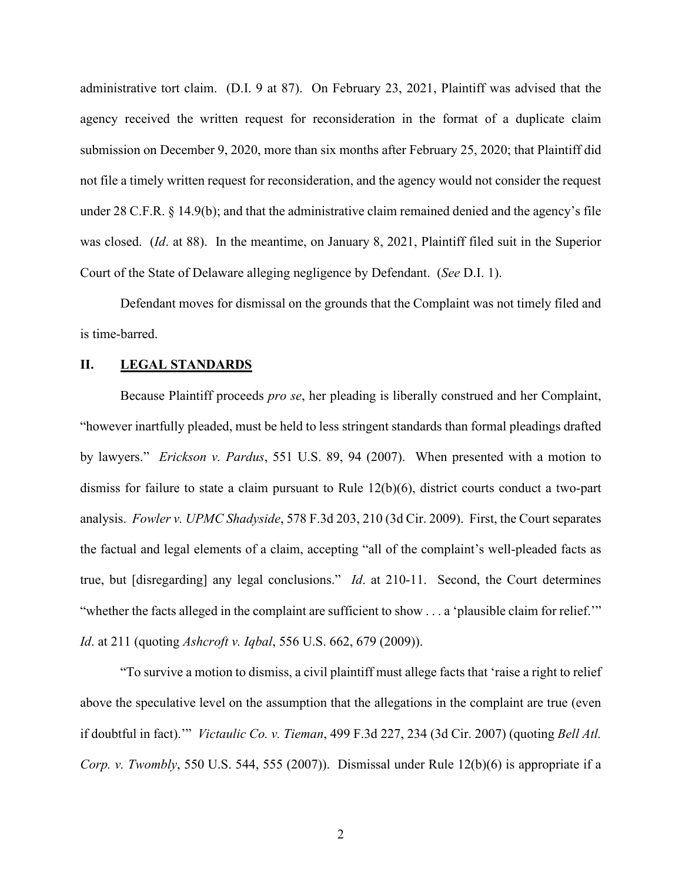administrative tort claim. (D.I. 9 at 87). On February 23, 2021, Plaintiff was advised that the agency received the written request for reconsideration in the format of a duplicate claim submission on December 9, 2020, more than six months after February 25, 2020; that Plaintiff did not file a timely written request for reconsideration, and the agency would not consider the request under 28 C.F.R. § 14.9(b); and that the administrative claim remained denied and the agency's file was closed. (*Id*. at 88). In the meantime, on January 8, 2021, Plaintiff filed suit in the Superior Court of the State of Delaware alleging negligence by Defendant. (*See* D.I. 1).

Defendant moves for dismissal on the grounds that the Complaint was not timely filed and is time-barred.

## II. LEGAL STANDARDS

Because Plaintiff proceeds *pro se*, her pleading is liberally construed and her Complaint, "however inartfully pleaded, must be held to less stringent standards than formal pleadings drafted by lawyers." *Erickson v. Pardus*, 551 U.S. 89, 94 (2007). When presented with a motion to dismiss for failure to state a claim pursuant to Rule 12(b)(6), district courts conduct a two-part analysis. *Fowler v. UPMC Shadyside*, 578 F.3d 203, 210 (3d Cir. 2009). First, the Court separates the factual and legal elements of a claim, accepting "all of the complaint's well-pleaded facts as true, but [disregarding] any legal conclusions." *Id*. at 210-11. Second, the Court determines "whether the facts alleged in the complaint are sufficient to show . . . a 'plausible claim for relief.'" *Id*. at 211 (quoting *Ashcroft v. Iqbal*, 556 U.S. 662, 679 (2009)).

"To survive a motion to dismiss, a civil plaintiff must allege facts that 'raise a right to relief above the speculative level on the assumption that the allegations in the complaint are true (even if doubtful in fact).'" *Victaulic Co. v. Tieman*, 499 F.3d 227, 234 (3d Cir. 2007) (quoting *Bell Atl. Corp. v. Twombly*, 550 U.S. 544, 555 (2007)). Dismissal under Rule 12(b)(6) is appropriate if a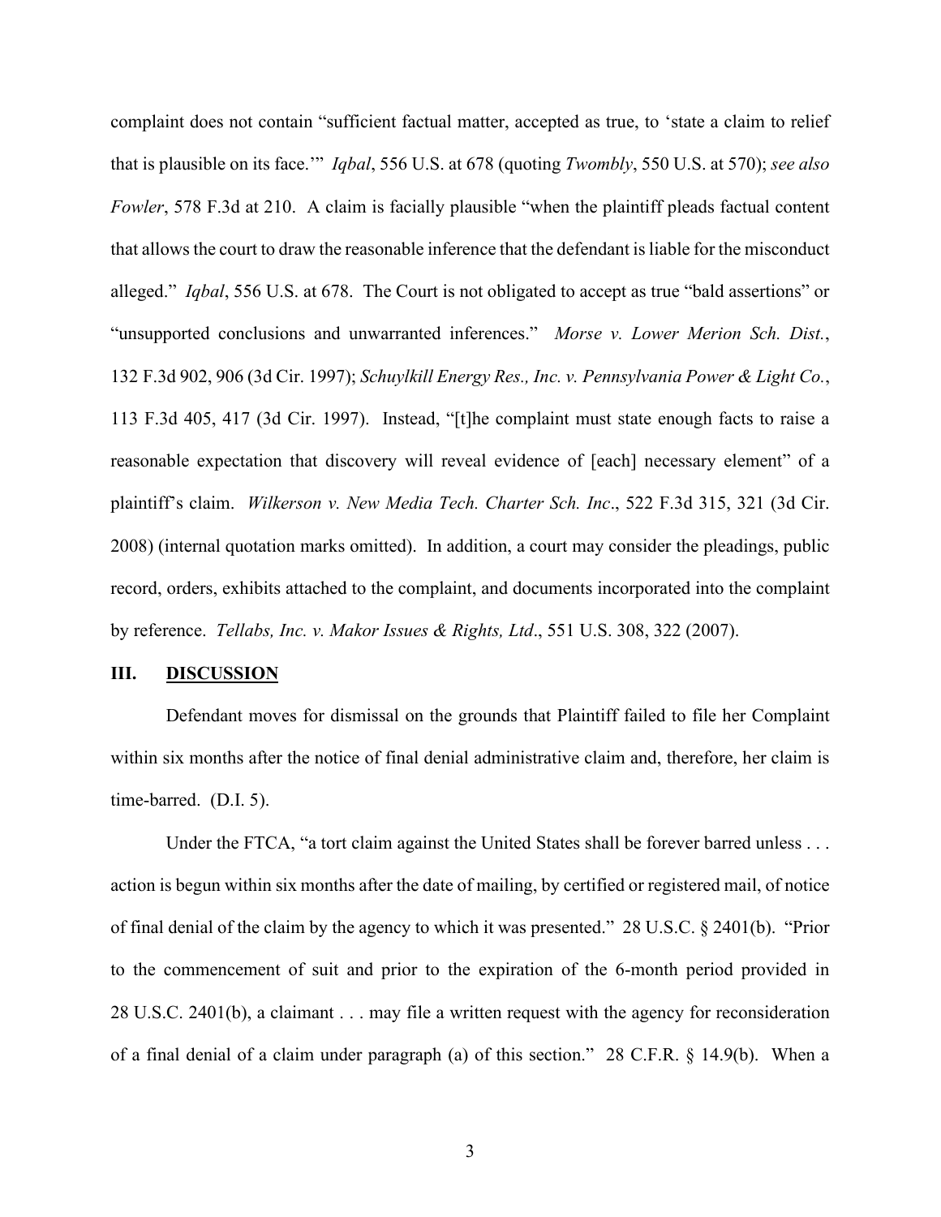complaint does not contain "sufficient factual matter, accepted as true, to 'state a claim to relief that is plausible on its face.'" *Iqbal*, 556 U.S. at 678 (quoting *Twombly*, 550 U.S. at 570); *see also Fowler*, 578 F.3d at 210. A claim is facially plausible "when the plaintiff pleads factual content that allows the court to draw the reasonable inference that the defendant is liable for the misconduct alleged." *Iqbal*, 556 U.S. at 678. The Court is not obligated to accept as true "bald assertions" or "unsupported conclusions and unwarranted inferences." *Morse v. Lower Merion Sch. Dist.*, 132 F.3d 902, 906 (3d Cir. 1997); *Schuylkill Energy Res., Inc. v. Pennsylvania Power & Light Co.*, 113 F.3d 405, 417 (3d Cir. 1997). Instead, "[t]he complaint must state enough facts to raise a reasonable expectation that discovery will reveal evidence of [each] necessary element" of a plaintiff's claim. *Wilkerson v. New Media Tech. Charter Sch. Inc*., 522 F.3d 315, 321 (3d Cir. 2008) (internal quotation marks omitted). In addition, a court may consider the pleadings, public record, orders, exhibits attached to the complaint, and documents incorporated into the complaint by reference. *Tellabs, Inc. v. Makor Issues & Rights, Ltd*., 551 U.S. 308, 322 (2007).

## III. DISCUSSION

Defendant moves for dismissal on the grounds that Plaintiff failed to file her Complaint within six months after the notice of final denial administrative claim and, therefore, her claim is time-barred. (D.I. 5).

Under the FTCA, "a tort claim against the United States shall be forever barred unless . . . action is begun within six months after the date of mailing, by certified or registered mail, of notice of final denial of the claim by the agency to which it was presented." 28 U.S.C. § 2401(b). "Prior to the commencement of suit and prior to the expiration of the 6-month period provided in 28 U.S.C. 2401(b), a claimant . . . may file a written request with the agency for reconsideration of a final denial of a claim under paragraph (a) of this section." 28 C.F.R. § 14.9(b). When a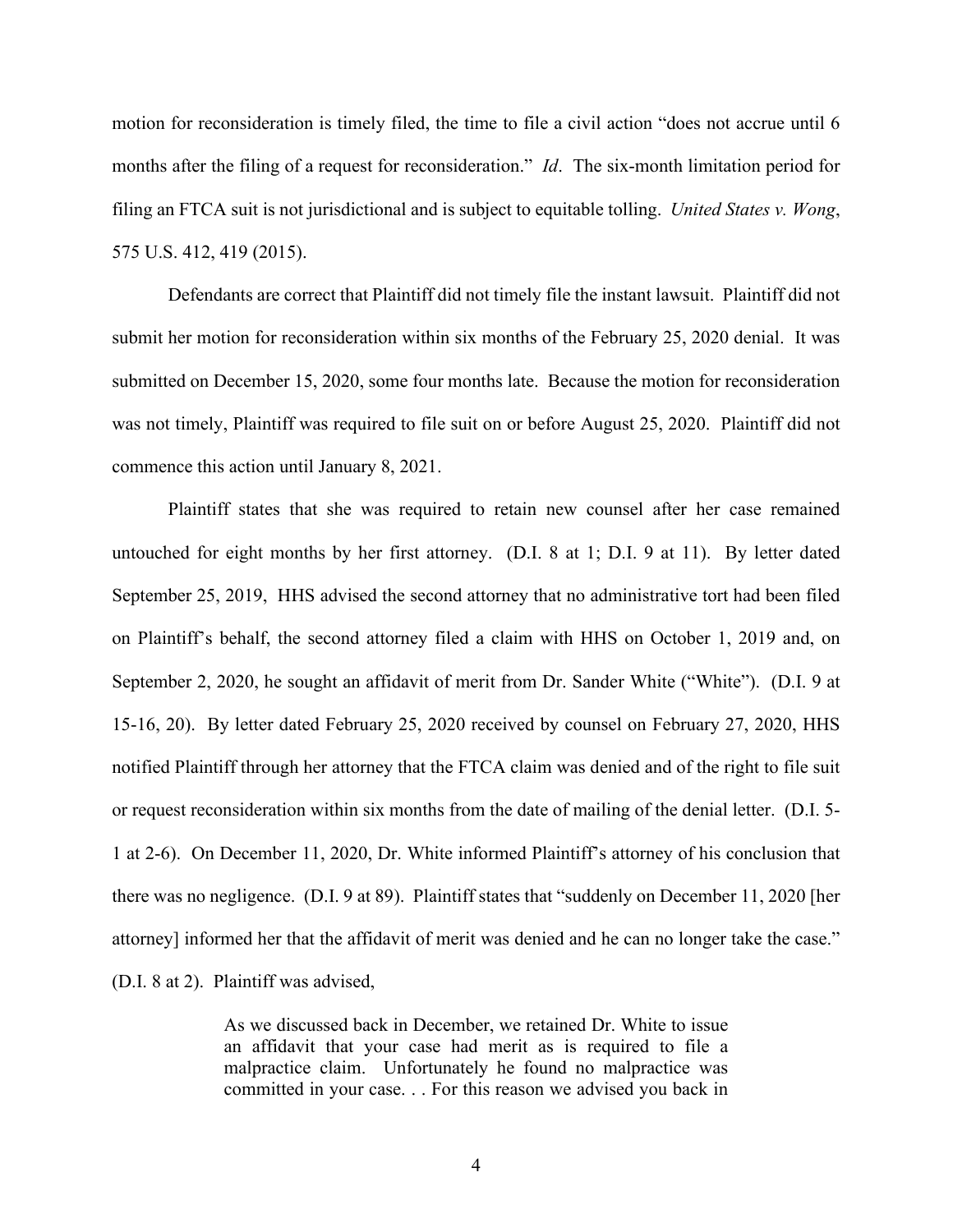motion for reconsideration is timely filed, the time to file a civil action "does not accrue until 6 months after the filing of a request for reconsideration." *Id*. The six-month limitation period for filing an FTCA suit is not jurisdictional and is subject to equitable tolling. *United States v. Wong*, 575 U.S. 412, 419 (2015).

Defendants are correct that Plaintiff did not timely file the instant lawsuit. Plaintiff did not submit her motion for reconsideration within six months of the February 25, 2020 denial. It was submitted on December 15, 2020, some four months late. Because the motion for reconsideration was not timely, Plaintiff was required to file suit on or before August 25, 2020. Plaintiff did not commence this action until January 8, 2021.

Plaintiff states that she was required to retain new counsel after her case remained untouched for eight months by her first attorney. (D.I. 8 at 1; D.I. 9 at 11). By letter dated September 25, 2019, HHS advised the second attorney that no administrative tort had been filed on Plaintiff's behalf, the second attorney filed a claim with HHS on October 1, 2019 and, on September 2, 2020, he sought an affidavit of merit from Dr. Sander White ("White"). (D.I. 9 at 15-16, 20). By letter dated February 25, 2020 received by counsel on February 27, 2020, HHS notified Plaintiff through her attorney that the FTCA claim was denied and of the right to file suit or request reconsideration within six months from the date of mailing of the denial letter. (D.I. 5-1 at 2-6). On December 11, 2020, Dr. White informed Plaintiff's attorney of his conclusion that there was no negligence. (D.I. 9 at 89). Plaintiff states that "suddenly on December 11, 2020 [her attorney] informed her that the affidavit of merit was denied and he can no longer take the case." (D.I. 8 at 2). Plaintiff was advised,

> As we discussed back in December, we retained Dr. White to issue an affidavit that your case had merit as is required to file a malpractice claim. Unfortunately he found no malpractice was committed in your case. . . For this reason we advised you back in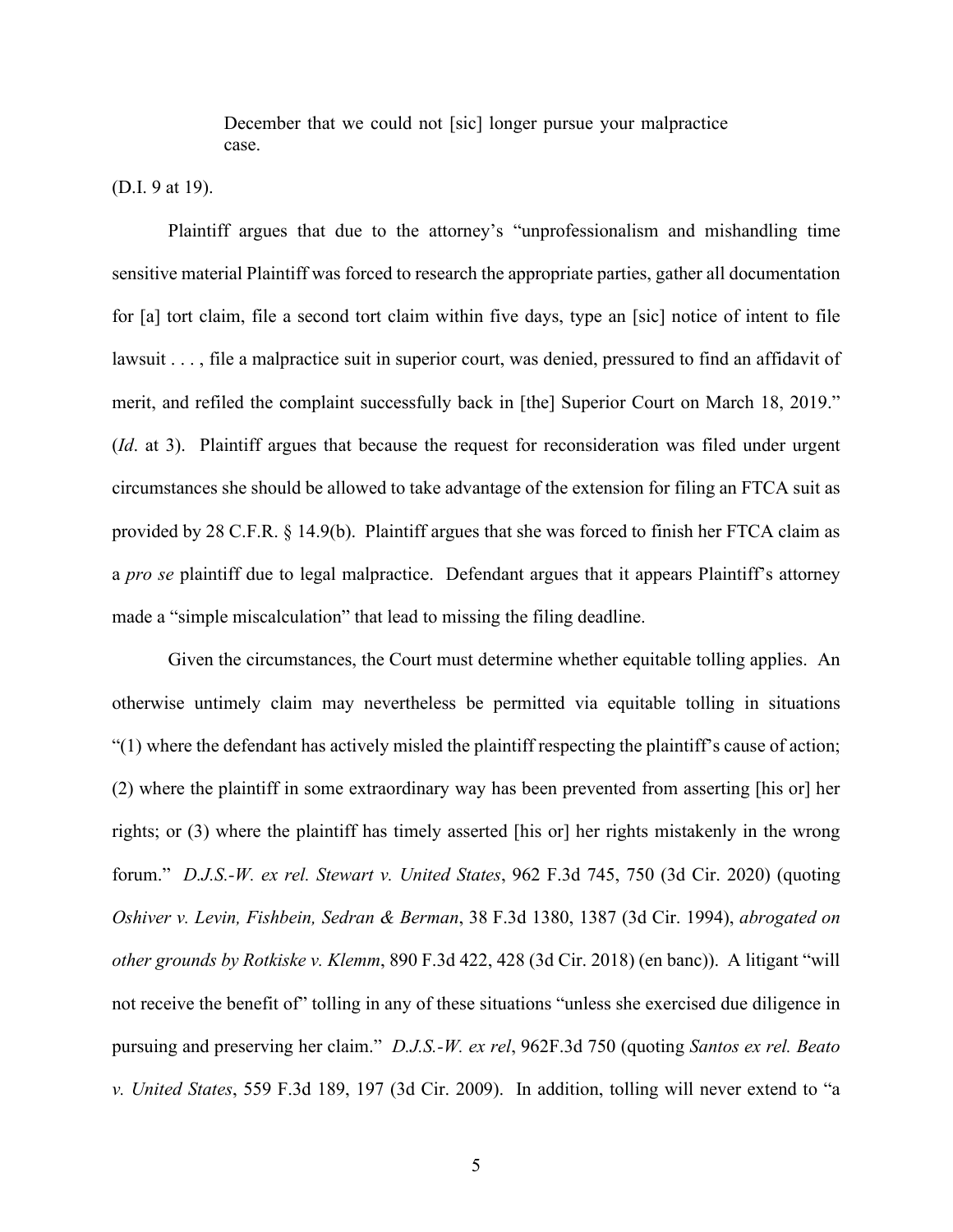> December that we could not [sic] longer pursue your malpractice case.

(D.I. 9 at 19).

Plaintiff argues that due to the attorney's "unprofessionalism and mishandling time sensitive material Plaintiff was forced to research the appropriate parties, gather all documentation for [a] tort claim, file a second tort claim within five days, type an [sic] notice of intent to file lawsuit . . . , file a malpractice suit in superior court, was denied, pressured to find an affidavit of merit, and refiled the complaint successfully back in [the] Superior Court on March 18, 2019." (*Id*. at 3). Plaintiff argues that because the request for reconsideration was filed under urgent circumstances she should be allowed to take advantage of the extension for filing an FTCA suit as provided by 28 C.F.R. § 14.9(b). Plaintiff argues that she was forced to finish her FTCA claim as a *pro se* plaintiff due to legal malpractice. Defendant argues that it appears Plaintiff's attorney made a "simple miscalculation" that lead to missing the filing deadline.

Given the circumstances, the Court must determine whether equitable tolling applies. An otherwise untimely claim may nevertheless be permitted via equitable tolling in situations "(1) where the defendant has actively misled the plaintiff respecting the plaintiff's cause of action; (2) where the plaintiff in some extraordinary way has been prevented from asserting [his or] her rights; or (3) where the plaintiff has timely asserted [his or] her rights mistakenly in the wrong forum." *D.J.S.-W. ex rel. Stewart v. United States*, 962 F.3d 745, 750 (3d Cir. 2020) (quoting *Oshiver v. Levin, Fishbein, Sedran & Berman*, 38 F.3d 1380, 1387 (3d Cir. 1994), *abrogated on other grounds by Rotkiske v. Klemm*, 890 F.3d 422, 428 (3d Cir. 2018) (en banc)). A litigant "will not receive the benefit of" tolling in any of these situations "unless she exercised due diligence in pursuing and preserving her claim." *D.J.S.-W. ex rel*, 962F.3d 750 (quoting *Santos ex rel. Beato v. United States*, 559 F.3d 189, 197 (3d Cir. 2009). In addition, tolling will never extend to "a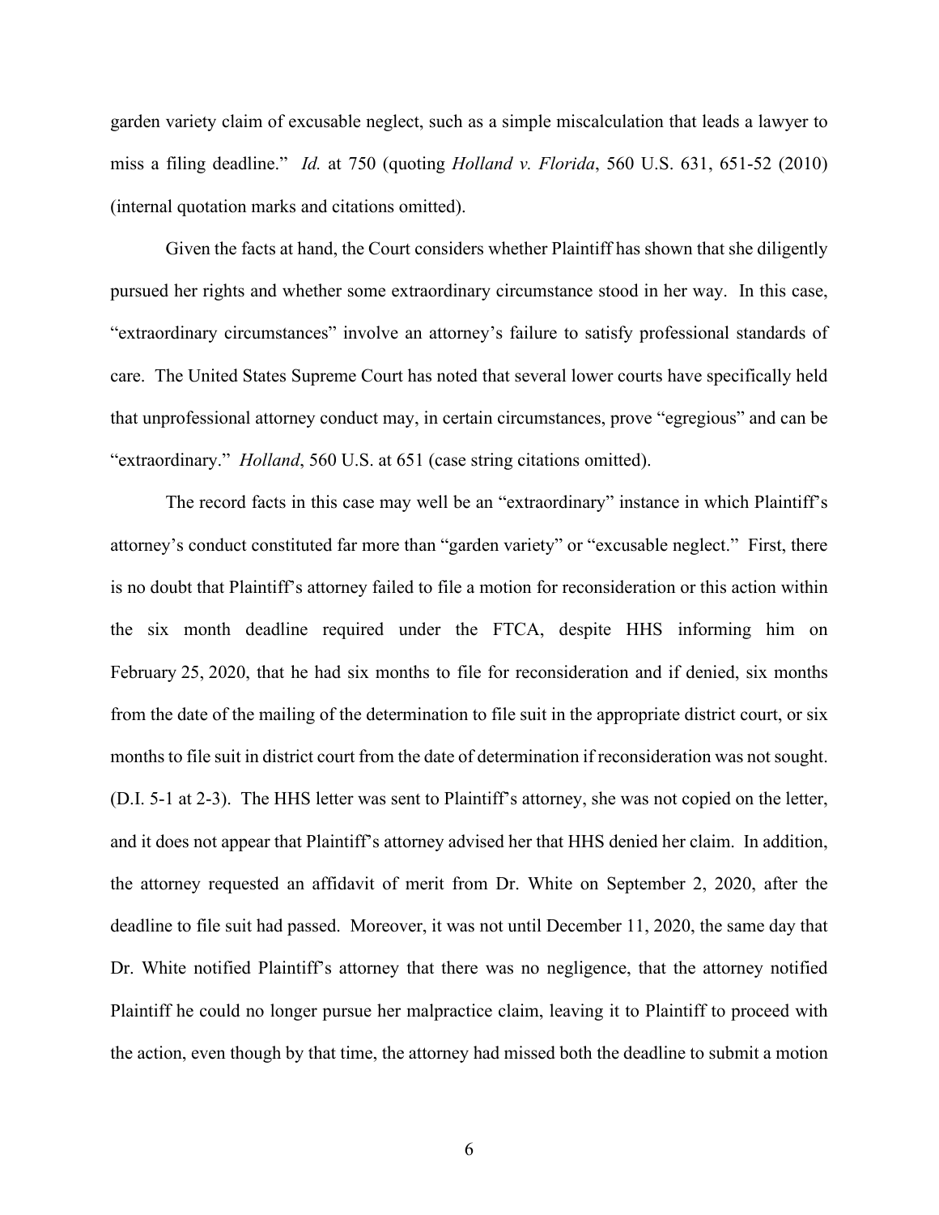garden variety claim of excusable neglect, such as a simple miscalculation that leads a lawyer to miss a filing deadline." *Id.* at 750 (quoting *Holland v. Florida*, 560 U.S. 631, 651-52 (2010) (internal quotation marks and citations omitted).

Given the facts at hand, the Court considers whether Plaintiff has shown that she diligently pursued her rights and whether some extraordinary circumstance stood in her way. In this case, "extraordinary circumstances" involve an attorney's failure to satisfy professional standards of care. The United States Supreme Court has noted that several lower courts have specifically held that unprofessional attorney conduct may, in certain circumstances, prove "egregious" and can be "extraordinary." *Holland*, 560 U.S. at 651 (case string citations omitted).

The record facts in this case may well be an "extraordinary" instance in which Plaintiff's attorney's conduct constituted far more than "garden variety" or "excusable neglect." First, there is no doubt that Plaintiff's attorney failed to file a motion for reconsideration or this action within the six month deadline required under the FTCA, despite HHS informing him on February 25, 2020, that he had six months to file for reconsideration and if denied, six months from the date of the mailing of the determination to file suit in the appropriate district court, or six months to file suit in district court from the date of determination if reconsideration was not sought. (D.I. 5-1 at 2-3). The HHS letter was sent to Plaintiff's attorney, she was not copied on the letter, and it does not appear that Plaintiff's attorney advised her that HHS denied her claim. In addition, the attorney requested an affidavit of merit from Dr. White on September 2, 2020, after the deadline to file suit had passed. Moreover, it was not until December 11, 2020, the same day that Dr. White notified Plaintiff's attorney that there was no negligence, that the attorney notified Plaintiff he could no longer pursue her malpractice claim, leaving it to Plaintiff to proceed with the action, even though by that time, the attorney had missed both the deadline to submit a motion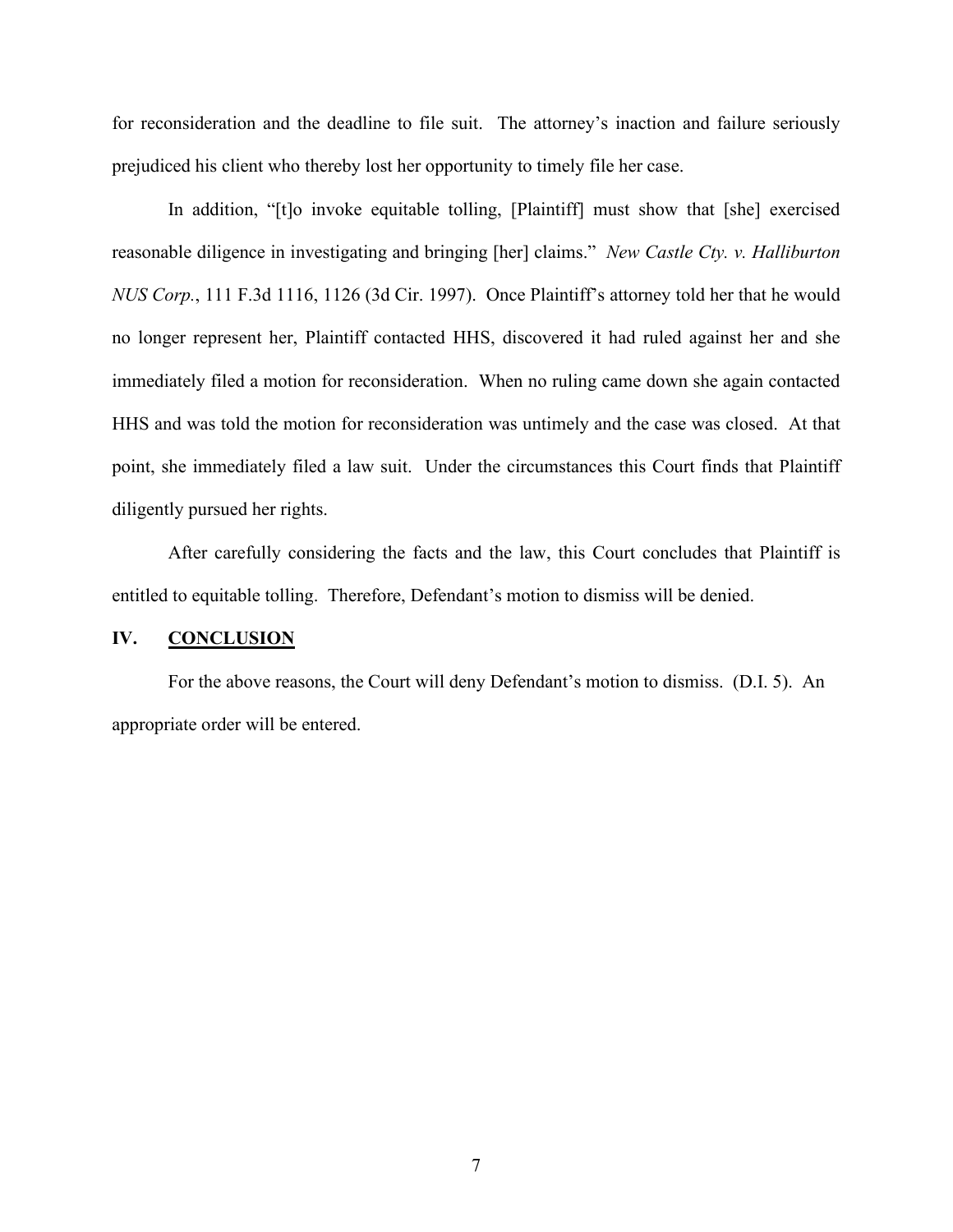for reconsideration and the deadline to file suit. The attorney's inaction and failure seriously prejudiced his client who thereby lost her opportunity to timely file her case.

In addition, "[t]o invoke equitable tolling, [Plaintiff] must show that [she] exercised reasonable diligence in investigating and bringing [her] claims." *New Castle Cty. v. Halliburton NUS Corp.*, 111 F.3d 1116, 1126 (3d Cir. 1997). Once Plaintiff's attorney told her that he would no longer represent her, Plaintiff contacted HHS, discovered it had ruled against her and she immediately filed a motion for reconsideration. When no ruling came down she again contacted HHS and was told the motion for reconsideration was untimely and the case was closed. At that point, she immediately filed a law suit. Under the circumstances this Court finds that Plaintiff diligently pursued her rights.

After carefully considering the facts and the law, this Court concludes that Plaintiff is entitled to equitable tolling. Therefore, Defendant's motion to dismiss will be denied.

## IV. CONCLUSION

For the above reasons, the Court will deny Defendant's motion to dismiss. (D.I. 5). An appropriate order will be entered.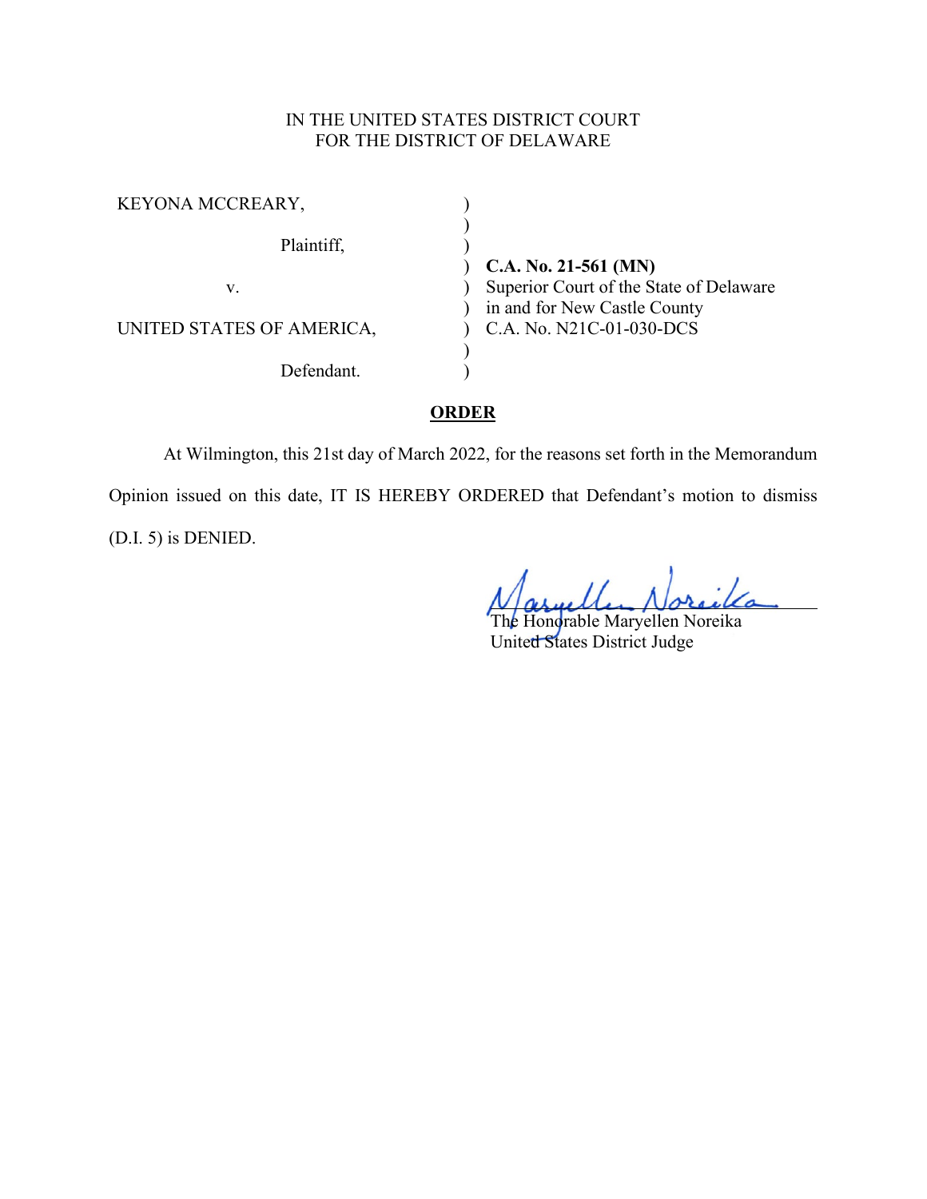IN THE UNITED STATES DISTRICT COURT
FOR THE DISTRICT OF DELAWARE

| | | |
|---|---|---|
| KEYONA MCCREARY, | ) | |
| | ) | |
| Plaintiff, | ) | |
| | ) | **C.A. No. 21-561 (MN)** |
| v. | ) | Superior Court of the State of Delaware |
| | ) | in and for New Castle County |
| UNITED STATES OF AMERICA, | ) | C.A. No. N21C-01-030-DCS |
| | ) | |
| Defendant. | ) | |

**ORDER**

At Wilmington, this 21st day of March 2022, for the reasons set forth in the Memorandum Opinion issued on this date, IT IS HEREBY ORDERED that Defendant's motion to dismiss (D.I. 5) is DENIED.

The Honorable Maryellen Noreika
United States District Judge